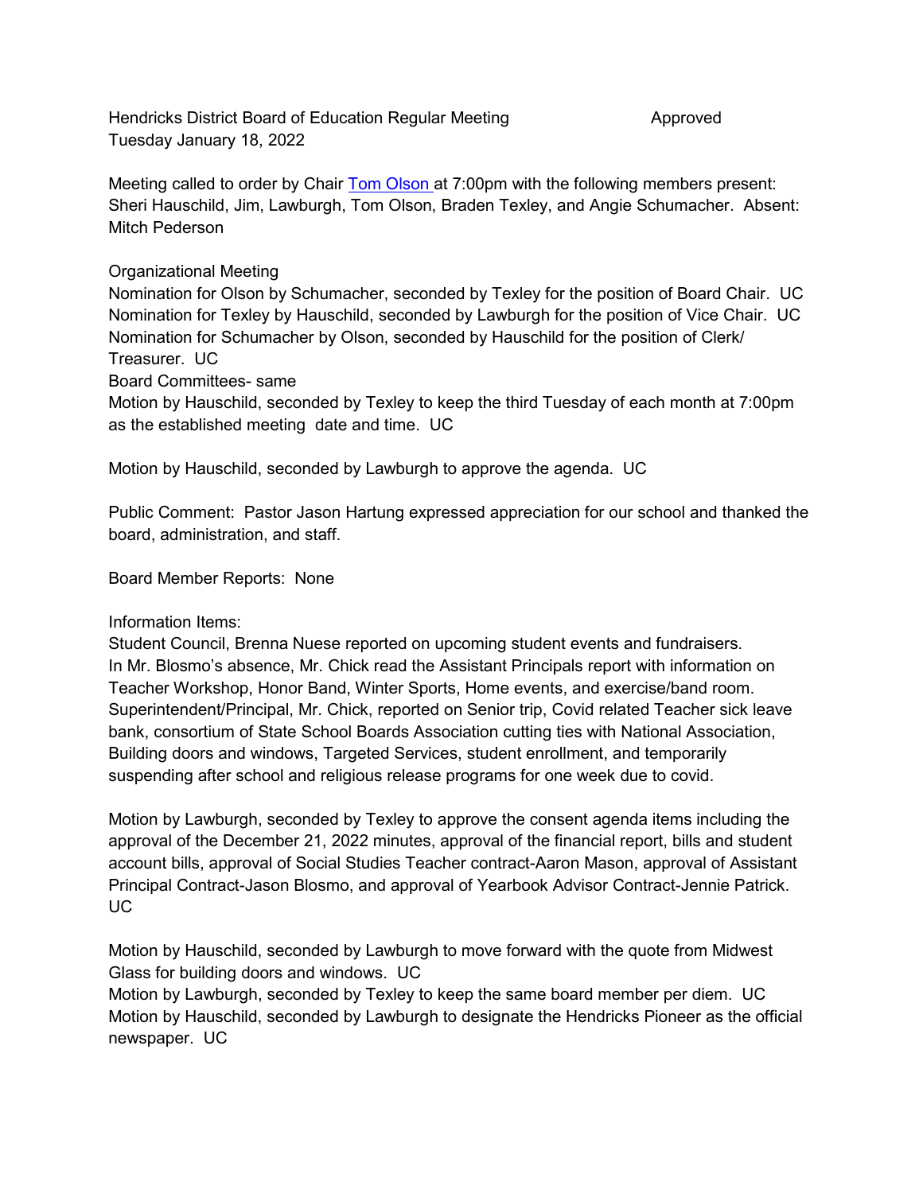Hendricks District Board of Education Regular Meeting Approved
Tuesday January 18, 2022

Meeting called to order by Chair [Tom Olson ]at 7:00pm with the following members present: Sheri Hauschild, Jim, Lawburgh, Tom Olson, Braden Texley, and Angie Schumacher. Absent: Mitch Pederson

Organizational Meeting
Nomination for Olson by Schumacher, seconded by Texley for the position of Board Chair. UC
Nomination for Texley by Hauschild, seconded by Lawburgh for the position of Vice Chair. UC
Nomination for Schumacher by Olson, seconded by Hauschild for the position of Clerk/ Treasurer. UC
Board Committees- same
Motion by Hauschild, seconded by Texley to keep the third Tuesday of each month at 7:00pm as the established meeting date and time. UC

Motion by Hauschild, seconded by Lawburgh to approve the agenda. UC

Public Comment: Pastor Jason Hartung expressed appreciation for our school and thanked the board, administration, and staff.

Board Member Reports: None

Information Items:
Student Council, Brenna Nuese reported on upcoming student events and fundraisers.
In Mr. Blosmo's absence, Mr. Chick read the Assistant Principals report with information on Teacher Workshop, Honor Band, Winter Sports, Home events, and exercise/band room.
Superintendent/Principal, Mr. Chick, reported on Senior trip, Covid related Teacher sick leave bank, consortium of State School Boards Association cutting ties with National Association, Building doors and windows, Targeted Services, student enrollment, and temporarily suspending after school and religious release programs for one week due to covid.

Motion by Lawburgh, seconded by Texley to approve the consent agenda items including the approval of the December 21, 2022 minutes, approval of the financial report, bills and student account bills, approval of Social Studies Teacher contract-Aaron Mason, approval of Assistant Principal Contract-Jason Blosmo, and approval of Yearbook Advisor Contract-Jennie Patrick. UC

Motion by Hauschild, seconded by Lawburgh to move forward with the quote from Midwest Glass for building doors and windows. UC
Motion by Lawburgh, seconded by Texley to keep the same board member per diem. UC
Motion by Hauschild, seconded by Lawburgh to designate the Hendricks Pioneer as the official newspaper. UC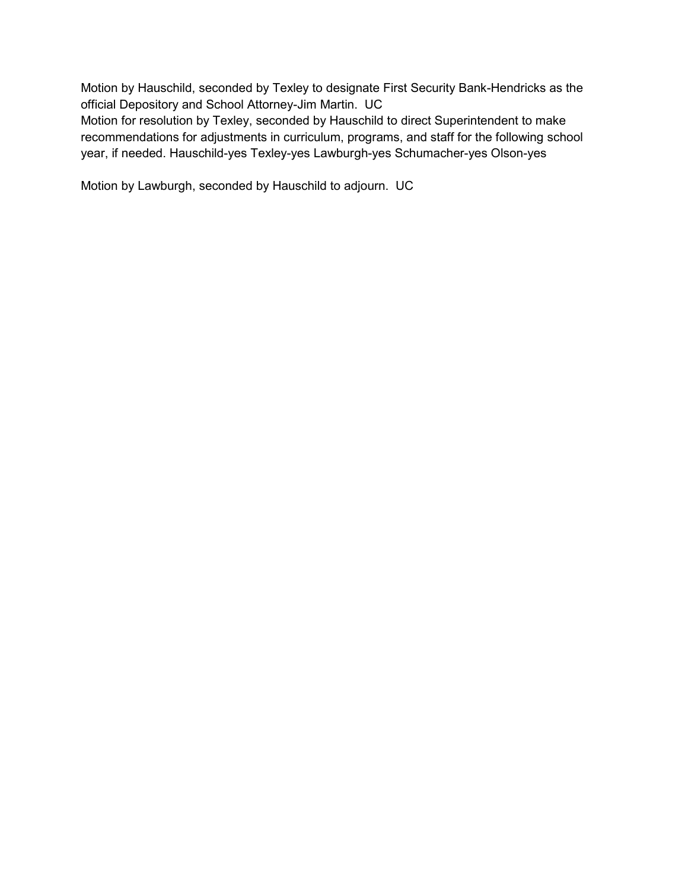Motion by Hauschild, seconded by Texley to designate First Security Bank-Hendricks as the official Depository and School Attorney-Jim Martin.  UC
Motion for resolution by Texley, seconded by Hauschild to direct Superintendent to make recommendations for adjustments in curriculum, programs, and staff for the following school year, if needed. Hauschild-yes Texley-yes Lawburgh-yes Schumacher-yes Olson-yes

Motion by Lawburgh, seconded by Hauschild to adjourn.  UC